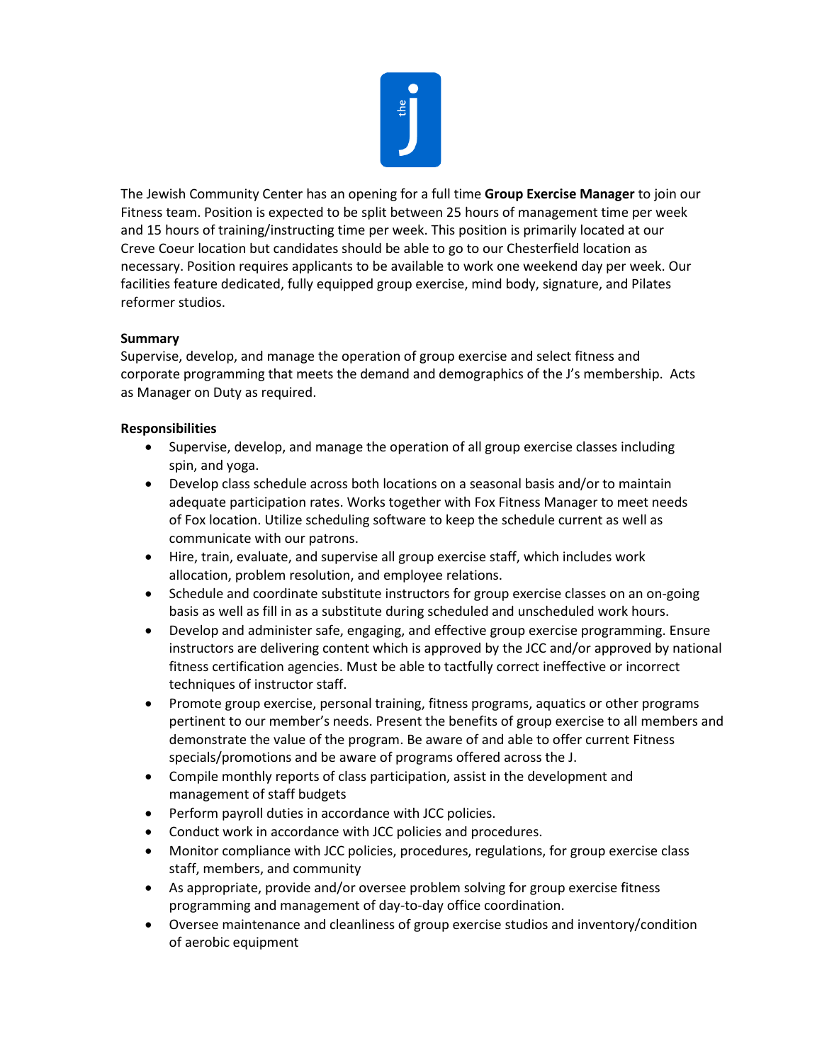The Jewish Community Center has an opening for a full time **Group Exercise Manager** to join our Fitness team. Position is expected to be split between 25 hours of management time per week and 15 hours of training/instructing time per week. This position is primarily located at our Creve Coeur location but candidates should be able to go to our Chesterfield location as necessary. Position requires applicants to be available to work one weekend day per week. Our facilities feature dedicated, fully equipped group exercise, mind body, signature, and Pilates reformer studios.

**Summary**

Supervise, develop, and manage the operation of group exercise and select fitness and corporate programming that meets the demand and demographics of the J's membership. Acts as Manager on Duty as required.

**Responsibilities**

- Supervise, develop, and manage the operation of all group exercise classes including spin, and yoga.
- Develop class schedule across both locations on a seasonal basis and/or to maintain adequate participation rates. Works together with Fox Fitness Manager to meet needs of Fox location. Utilize scheduling software to keep the schedule current as well as communicate with our patrons.
- Hire, train, evaluate, and supervise all group exercise staff, which includes work allocation, problem resolution, and employee relations.
- Schedule and coordinate substitute instructors for group exercise classes on an on-going basis as well as fill in as a substitute during scheduled and unscheduled work hours.
- Develop and administer safe, engaging, and effective group exercise programming. Ensure instructors are delivering content which is approved by the JCC and/or approved by national fitness certification agencies. Must be able to tactfully correct ineffective or incorrect techniques of instructor staff.
- Promote group exercise, personal training, fitness programs, aquatics or other programs pertinent to our member's needs. Present the benefits of group exercise to all members and demonstrate the value of the program. Be aware of and able to offer current Fitness specials/promotions and be aware of programs offered across the J.
- Compile monthly reports of class participation, assist in the development and management of staff budgets
- Perform payroll duties in accordance with JCC policies.
- Conduct work in accordance with JCC policies and procedures.
- Monitor compliance with JCC policies, procedures, regulations, for group exercise class staff, members, and community
- As appropriate, provide and/or oversee problem solving for group exercise fitness programming and management of day-to-day office coordination.
- Oversee maintenance and cleanliness of group exercise studios and inventory/condition of aerobic equipment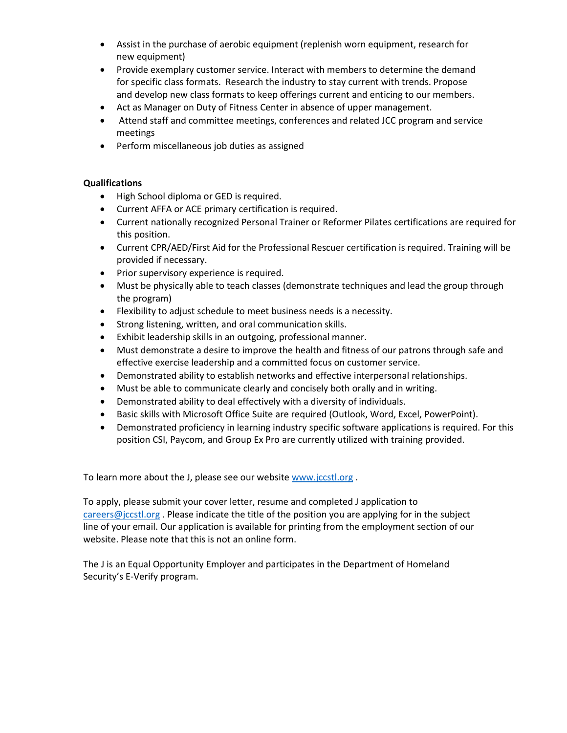- Assist in the purchase of aerobic equipment (replenish worn equipment, research for new equipment)
- Provide exemplary customer service. Interact with members to determine the demand for specific class formats. Research the industry to stay current with trends. Propose and develop new class formats to keep offerings current and enticing to our members.
- Act as Manager on Duty of Fitness Center in absence of upper management.
- Attend staff and committee meetings, conferences and related JCC program and service meetings
- Perform miscellaneous job duties as assigned

**Qualifications**

- High School diploma or GED is required.
- Current AFFA or ACE primary certification is required.
- Current nationally recognized Personal Trainer or Reformer Pilates certifications are required for this position.
- Current CPR/AED/First Aid for the Professional Rescuer certification is required. Training will be provided if necessary.
- Prior supervisory experience is required.
- Must be physically able to teach classes (demonstrate techniques and lead the group through the program)
- Flexibility to adjust schedule to meet business needs is a necessity.
- Strong listening, written, and oral communication skills.
- Exhibit leadership skills in an outgoing, professional manner.
- Must demonstrate a desire to improve the health and fitness of our patrons through safe and effective exercise leadership and a committed focus on customer service.
- Demonstrated ability to establish networks and effective interpersonal relationships.
- Must be able to communicate clearly and concisely both orally and in writing.
- Demonstrated ability to deal effectively with a diversity of individuals.
- Basic skills with Microsoft Office Suite are required (Outlook, Word, Excel, PowerPoint).
- Demonstrated proficiency in learning industry specific software applications is required. For this position CSI, Paycom, and Group Ex Pro are currently utilized with training provided.

To learn more about the J, please see our website www.jccstl.org .

To apply, please submit your cover letter, resume and completed J application to careers@jccstl.org . Please indicate the title of the position you are applying for in the subject line of your email. Our application is available for printing from the employment section of our website. Please note that this is not an online form.

The J is an Equal Opportunity Employer and participates in the Department of Homeland Security's E-Verify program.